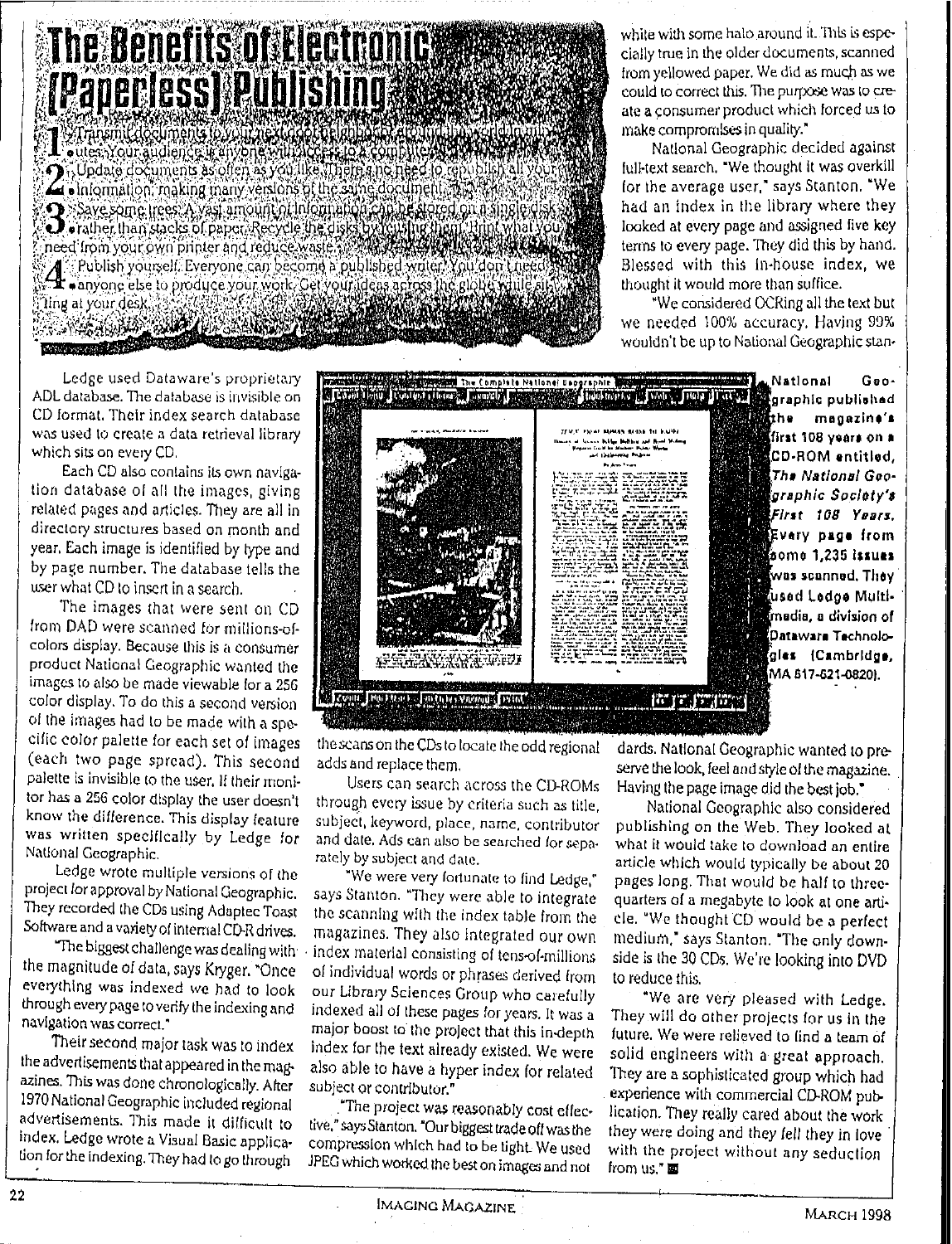# The Benefits of Electronic (Paperless) Publishing

1. Transmit documents to your next door neighbor or around the world in minutes. Your audience is anyone with access to a computer.
2. Update documents as often as you like. There's no need to republish all your information, making many versions of the same document.
3. Save some trees. A vast amount of information can be stored on a single disk rather than stacks of paper. Recycle the disks by reusing them. Print what you need from your own printer and reduce waste.
4. Publish yourself. Everyone can become a published writer. You don't need anyone else to produce your work. Get your ideas across the globe while sitting at your desk.

white with some halo around it. This is especially true in the older documents, scanned from yellowed paper. We did as much as we could to correct this. The purpose was to create a consumer product which forced us to make compromises in quality."

National Geographic decided against full-text search. "We thought it was overkill for the average user," says Stanton. "We had an index in the library where they looked at every page and assigned five key terms to every page. They did this by hand. Blessed with this in-house index, we thought it would more than suffice.

"We considered OCRing all the text but we needed 100% accuracy. Having 99% wouldn't be up to National Geographic standards. National Geographic wanted to preserve the look, feel and style of the magazine. Having the page image did the best job."

National Geographic also considered publishing on the Web. They looked at what it would take to download an entire article which would typically be about 20 pages long. That would be half to three-quarters of a megabyte to look at one article. "We thought CD would be a perfect medium," says Stanton. "The only downside is the 30 CDs. We're looking into DVD to reduce this.

"We are very pleased with Ledge. They will do other projects for us in the future. We were relieved to find a team of solid engineers with a great approach. They are a sophisticated group which had experience with commercial CD-ROM publication. They really cared about the work they were doing and they fell they in love with the project without any seduction from us."

Ledge used Dataware's proprietary ADL database. The database is invisible on CD format. Their index search database was used to create a data retrieval library which sits on every CD.

Each CD also contains its own navigation database of all the images, giving related pages and articles. They are all in directory structures based on month and year. Each image is identified by type and by page number. The database tells the user what CD to insert in a search.

The images that were sent on CD from DAD were scanned for millions-of-colors display. Because this is a consumer product National Geographic wanted the images to also be made viewable for a 256 color display. To do this a second version of the images had to be made with a specific color palette for each set of images (each two page spread). This second palette is invisible to the user. If their monitor has a 256 color display the user doesn't know the difference. This display feature was written specifically by Ledge for National Geographic.

Ledge wrote multiple versions of the project for approval by National Geographic. They recorded the CDs using Adaptec Toast Software and a variety of internal CD-R drives.

"The biggest challenge was dealing with the magnitude of data, says Kryger. "Once everything was indexed we had to look through every page to verify the indexing and navigation was correct."

Their second major task was to index the advertisements that appeared in the magazines. This was done chronologically. After 1970 National Geographic included regional advertisements. This made it difficult to index. Ledge wrote a Visual Basic application for the indexing. They had to go through the scans on the CDs to locate the odd regional adds and replace them.

Users can search across the CD-ROMs through every issue by criteria such as title, subject, keyword, place, name, contributor and date. Ads can also be searched for separately by subject and date.

"We were very fortunate to find Ledge," says Stanton. "They were able to integrate the scanning with the index table from the magazines. They also integrated our own index material consisting of tens-of-millions of individual words or phrases derived from our Library Sciences Group who carefully indexed all of these pages for years. It was a major boost to the project that this in-depth index for the text already existed. We were also able to have a hyper index for related subject or contributor."

"The project was reasonably cost effective," says Stanton. "Our biggest trade off was the compression which had to be tight. We used JPEG which worked the best on images and not

**National Geographic published the magazine's first 108 years on a CD-ROM entitled, *The National Geographic Society's First 108 Years*. Every page from some 1,235 issues was scanned. They used Ledge Multimedia, a division of Dataware Technologies (Cambridge, MA 617-621-0820).**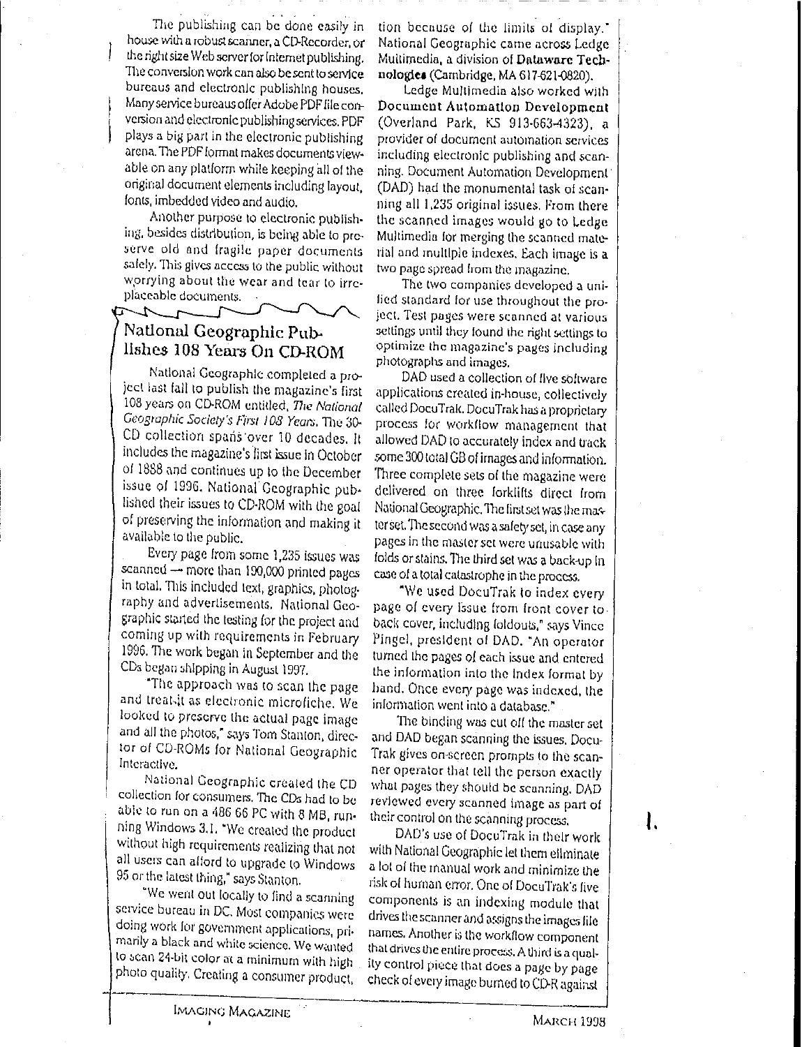The publishing can be done easily in house with a robust scanner, a CD-Recorder, or the right size Web server for Internet publishing. The conversion work can also be sent to service bureaus and electronic publishing houses. Many service bureaus offer Adobe PDF file conversion and electronic publishing services. PDF plays a big part in the electronic publishing arena. The PDF format makes documents viewable on any platform while keeping all of the original document elements including layout, fonts, imbedded video and audio.

Another purpose to electronic publishing, besides distribution, is being able to preserve old and fragile paper documents safely. This gives access to the public without worrying about the wear and tear to irreplaceable documents.

## National Geographic Publishes 108 Years On CD-ROM

National Geographic completed a project last fall to publish the magazine's first 108 years on CD-ROM entitled, *The National Geographic Society's First 108 Years.* The 30-CD collection spans over 10 decades. It includes the magazine's first issue in October of 1888 and continues up to the December issue of 1996. National Geographic published their issues to CD-ROM with the goal of preserving the information and making it available to the public.

Every page from some 1,235 issues was scanned — more than 190,000 printed pages in total. This included text, graphics, photography and advertisements. National Geographic started the testing for the project and coming up with requirements in February 1996. The work began in September and the CDs began shipping in August 1997.

"The approach was to scan the page and treat it as electronic microfiche. We looked to preserve the actual page image and all the photos," says Tom Stanton, director of CD-ROMs for National Geographic Interactive.

National Geographic created the CD collection for consumers. The CDs had to be able to run on a 486 66 PC with 8 MB, running Windows 3.1. "We created the product without high requirements realizing that not all users can afford to upgrade to Windows 95 or the latest thing," says Stanton.

"We went out locally to find a scanning service bureau in DC. Most companies were doing work for government applications, primarily a black and white science. We wanted to scan 24-bit color at a minimum with high photo quality. Creating a consumer product, tion because of the limits of display." National Geographic came across Ledge Multimedia, a division of **Dataware Technologies** (Cambridge, MA 617-621-0820).

Ledge Multimedia also worked with **Document Automation Development** (Overland Park, KS 913-663-4323), a provider of document automation services including electronic publishing and scanning. Document Automation Development (DAD) had the monumental task of scanning all 1,235 original issues. From there the scanned images would go to Ledge Multimedia for merging the scanned material and multiple indexes. Each image is a two page spread from the magazine.

The two companies developed a unified standard for use throughout the project. Test pages were scanned at various settings until they found the right settings to optimize the magazine's pages including photographs and images.

DAD used a collection of five software applications created in-house, collectively called DocuTrak. DocuTrak has a proprietary process for workflow management that allowed DAD to accurately index and track some 300 total GB of images and information. Three complete sets of the magazine were delivered on three forklifts direct from National Geographic. The first set was the master set. The second was a safety set, in case any pages in the master set were unusable with folds or stains. The third set was a back-up in case of a total catastrophe in the process.

"We used DocuTrak to index every page of every issue from front cover to back cover, including foldouts," says Vince Pingel, president of DAD. "An operator turned the pages of each issue and entered the information into the index format by hand. Once every page was indexed, the information went into a database."

The binding was cut off the master set and DAD began scanning the issues. DocuTrak gives on-screen prompts to the scanner operator that tell the person exactly what pages they should be scanning. DAD reviewed every scanned image as part of their control on the scanning process.

DAD's use of DocuTrak in their work with National Geographic let them eliminate a lot of the manual work and minimize the risk of human error. One of DocuTrak's five components is an indexing module that drives the scanner and assigns the images file names. Another is the workflow component that drives the entire process. A third is a quality control piece that does a page by page check of every image burned to CD-R against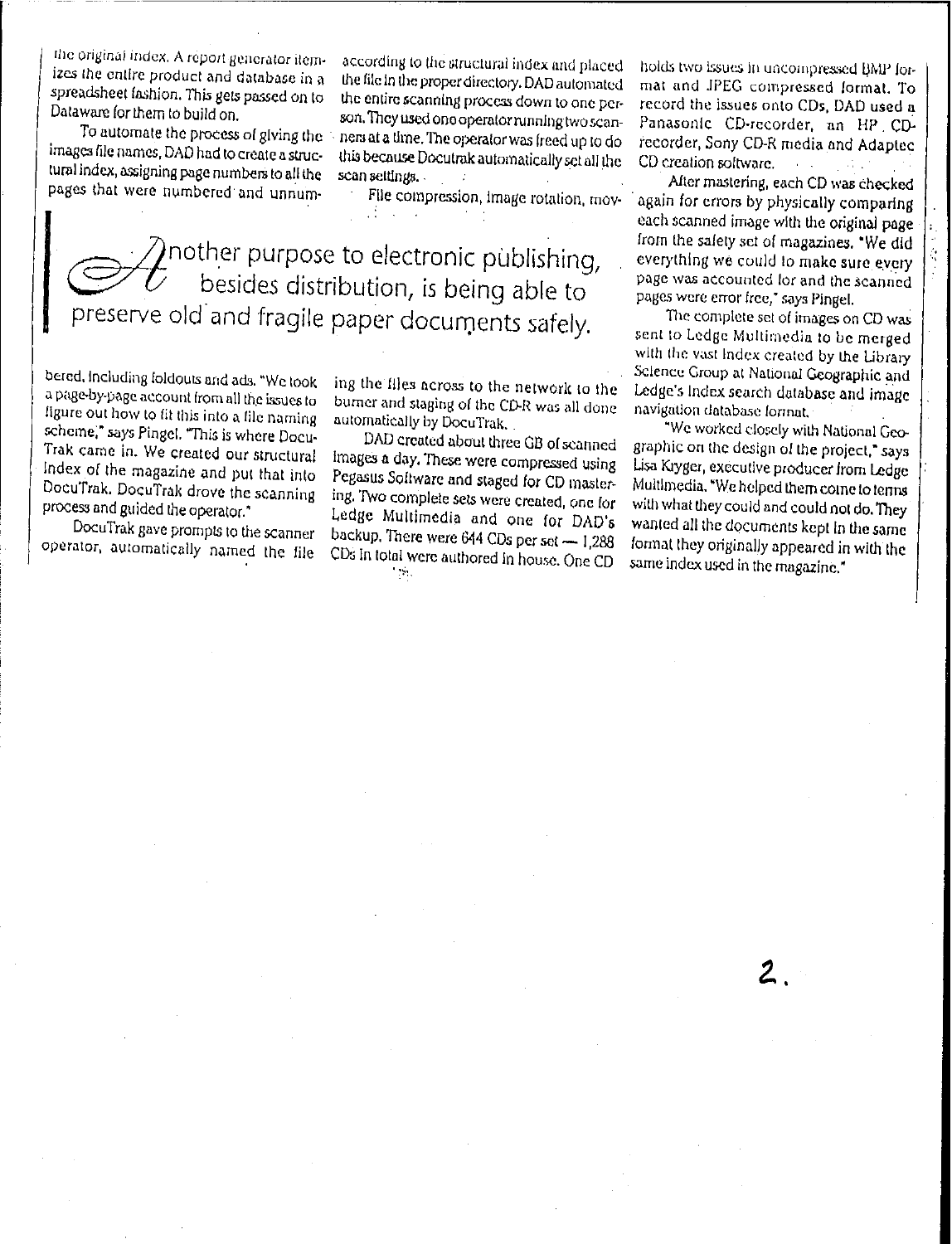the original index. A report generator itemizes the entire product and database in a spreadsheet fashion. This gets passed on to Dataware for them to build on.

To automate the process of giving the images file names, DAD had to create a structural index, assigning page numbers to all the pages that were numbered and unnumbered, including foldouts and ads. "We took a page-by-page account from all the issues to figure out how to fit this into a file naming scheme," says Pingel. "This is where DocuTrak came in. We created our structural index of the magazine and put that into DocuTrak. DocuTrak drove the scanning process and guided the operator."

DocuTrak gave prompts to the scanner operator, automatically named the file according to the structural index and placed the file in the proper directory. DAD automated the entire scanning process down to one person. They used one operator running two scanners at a time. The operator was freed up to do this because Docutrak automatically set all the scan settings.

File compression, image rotation, moving the files across to the network to the burner and staging of the CD-R was all done automatically by DocuTrak.

> Another purpose to electronic publishing, besides distribution, is being able to preserve old and fragile paper documents safely.

DAD created about three GB of scanned images a day. These were compressed using Pegasus Software and staged for CD mastering. Two complete sets were created, one for Ledge Multimedia and one for DAD's backup. There were 644 CDs per set — 1,288 CDs in total were authored in house. One CD holds two issues in uncompressed BMP format and JPEG compressed format. To record the issues onto CDs, DAD used a Panasonic CD-recorder, an HP CD-recorder, Sony CD-R media and Adaptec CD creation software.

After mastering, each CD was checked again for errors by physically comparing each scanned image with the original page from the safety set of magazines. "We did everything we could to make sure every page was accounted for and the scanned pages were error free," says Pingel.

The complete set of images on CD was sent to Ledge Multimedia to be merged with the vast index created by the Library Science Group at National Geographic and Ledge's index search database and image navigation database format.

"We worked closely with National Geographic on the design of the project," says Lisa Kryger, executive producer from Ledge Multimedia. "We helped them come to terms with what they could and could not do. They wanted all the documents kept in the same format they originally appeared in with the same index used in the magazine."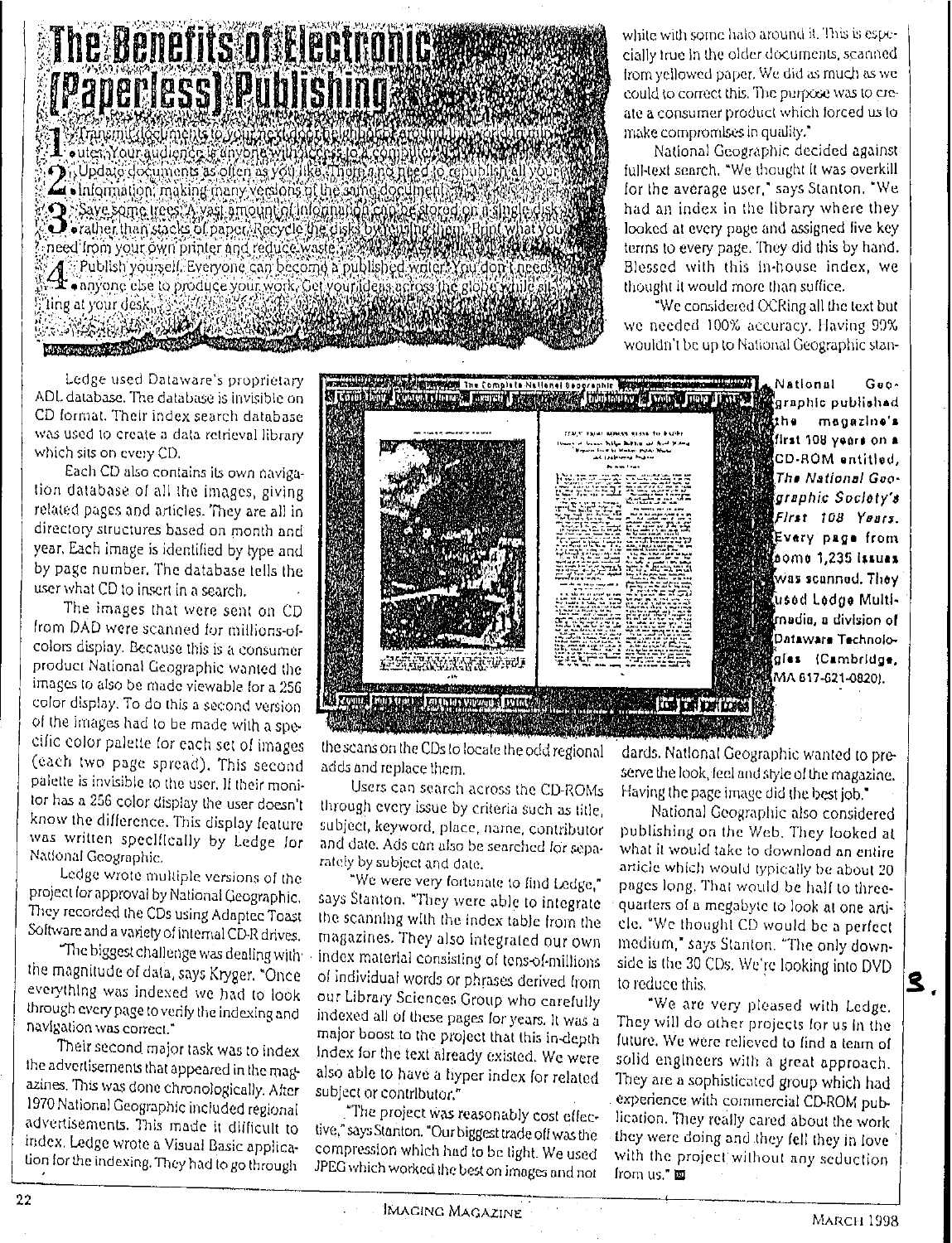# The Benefits of Electronic (Paperless) Publishing

1. Transmit documents to your next door neighbor or around the world in minutes. Your audience is anyone with access to a computer.
2. Update documents as often as you like. There is no need to republish all your information, making many versions of the same document.
3. Save some trees. A vast amount of information can be stored on a single disk rather than stacks of paper. Recycle the disks by reusing them. Print what you need from your own printer and reduce waste.
4. Publish yourself. Everyone can become a published writer. You don't need anyone else to produce your work. Get your ideas across the globe while sitting at your desk.

Ledge used Dataware's proprietary ADL database. The database is invisible on CD format. Their index search database was used to create a data retrieval library which sits on every CD.

Each CD also contains its own navigation database of all the images, giving related pages and articles. They are all in directory structures based on month and year. Each image is identified by type and by page number. The database tells the user what CD to insert in a search.

The images that were sent on CD from DAD were scanned for millions-of-colors display. Because this is a consumer product National Geographic wanted the images to also be made viewable for a 256 color display. To do this a second version of the images had to be made with a specific color palette for each set of images (each two page spread). This second palette is invisible to the user. If their monitor has a 256 color display the user doesn't know the difference. This display feature was written specifically by Ledge for National Geographic.

Ledge wrote multiple versions of the project for approval by National Geographic. They recorded the CDs using Adaptec Toast Software and a variety of internal CD-R drives.

"The biggest challenge was dealing with the magnitude of data, says Kryger. "Once everything was indexed we had to look through every page to verify the indexing and navigation was correct."

Their second major task was to index the advertisements that appeared in the magazines. This was done chronologically. After 1970 National Geographic included regional advertisements. This made it difficult to index. Ledge wrote a Visual Basic application for the indexing. They had to go through the scans on the CDs to locate the odd regional adds and replace them.

National Geographic published the magazine's first 108 years on a CD-ROM entitled, *The National Geographic Society's First 108 Years*. Every page from some 1,235 issues was scanned. They used Lodge Multimedia, a division of Dataware Technologies (Cambridge, MA 617-621-0820).

Users can search across the CD-ROMs through every issue by criteria such as title, subject, keyword, place, name, contributor and date. Ads can also be searched for separately by subject and date.

"We were very fortunate to find Ledge," says Stanton. "They were able to integrate the scanning with the index table from the magazines. They also integrated our own index material consisting of tens-of-millions of individual words or phrases derived from our Library Sciences Group who carefully indexed all of these pages for years. It was a major boost to the project that this in-depth index for the text already existed. We were also able to have a hyper index for related subject or contributor."

"The project was reasonably cost effective," says Stanton. "Our biggest trade off was the compression which had to be tight. We used JPEG which worked the best on images and not white with some halo around it. This is especially true in the older documents, scanned from yellowed paper. We did as much as we could to correct this. The purpose was to create a consumer product which forced us to make compromises in quality."

National Geographic decided against full-text search. "We thought it was overkill for the average user," says Stanton. "We had an index in the library where they looked at every page and assigned five key terms to every page. They did this by hand. Blessed with this in-house index, we thought it would more than suffice.

"We considered OCRing all the text but we needed 100% accuracy. Having 99% wouldn't be up to National Geographic standards. National Geographic wanted to preserve the look, feel and style of the magazine. Having the page image did the best job."

National Geographic also considered publishing on the Web. They looked at what it would take to download an entire article which would typically be about 20 pages long. That would be half to three-quarters of a megabyte to look at one article. "We thought CD would be a perfect medium," says Stanton. "The only downside is the 30 CDs. We're looking into DVD to reduce this.

"We are very pleased with Ledge. They will do other projects for us in the future. We were relieved to find a team of solid engineers with a great approach. They are a sophisticated group which had experience with commercial CD-ROM publication. They really cared about the work they were doing and they fell they in love with the project without any seduction from us."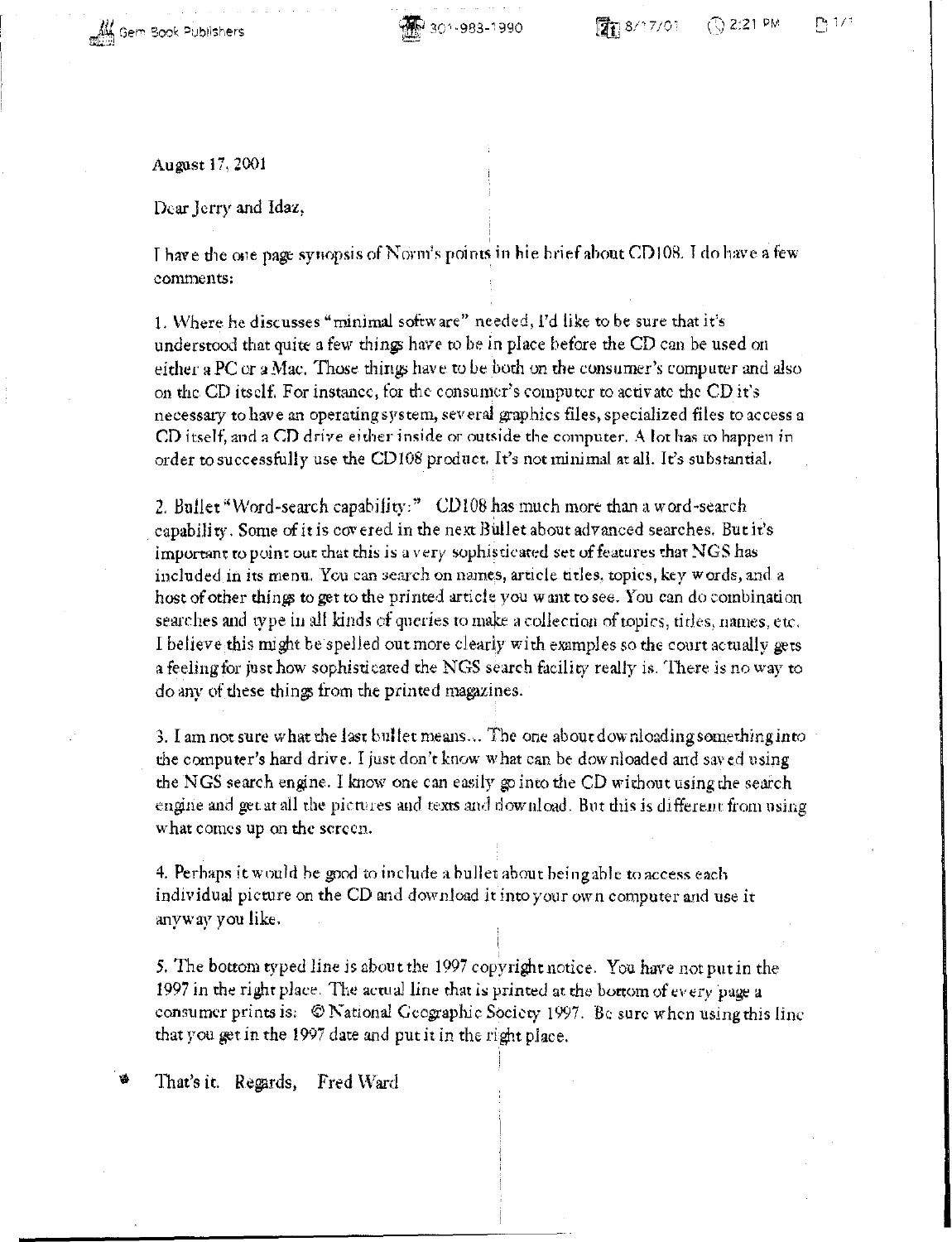August 17, 2001

Dear Jerry and Idaz,

I have the one page synopsis of Norm's points in his brief about CD108. I do have a few comments:

1. Where he discusses "minimal software" needed, I'd like to be sure that it's understood that quite a few things have to be in place before the CD can be used on either a PC or a Mac. Those things have to be both on the consumer's computer and also on the CD itself. For instance, for the consumer's computer to activate the CD it's necessary to have an operating system, several graphics files, specialized files to access a CD itself, and a CD drive either inside or outside the computer. A lot has to happen in order to successfully use the CD108 product. It's not minimal at all. It's substantial.

2. Bullet "Word-search capability:" CD108 has much more than a word-search capability. Some of it is covered in the next Bullet about advanced searches. But it's important to point out that this is a very sophisticated set of features that NGS has included in its menu. You can search on names, article titles, topics, key words, and a host of other things to get to the printed article you want to see. You can do combination searches and type in all kinds of queries to make a collection of topics, titles, names, etc. I believe this might be spelled out more clearly with examples so the court actually gets a feeling for just how sophisticated the NGS search facility really is. There is no way to do any of these things from the printed magazines.

3. I am not sure what the last bullet means... The one about downloading something into the computer's hard drive. I just don't know what can be downloaded and saved using the NGS search engine. I know one can easily go into the CD without using the search engine and get at all the pictures and texts and download. But this is different from using what comes up on the screen.

4. Perhaps it would be good to include a bullet about being able to access each individual picture on the CD and download it into your own computer and use it anyway you like.

5. The bottom typed line is about the 1997 copyright notice. You have not put in the 1997 in the right place. The actual line that is printed at the bottom of every page a consumer prints is: © National Geographic Society 1997. Be sure when using this line that you get in the 1997 date and put it in the right place.

That's it. Regards, Fred Ward